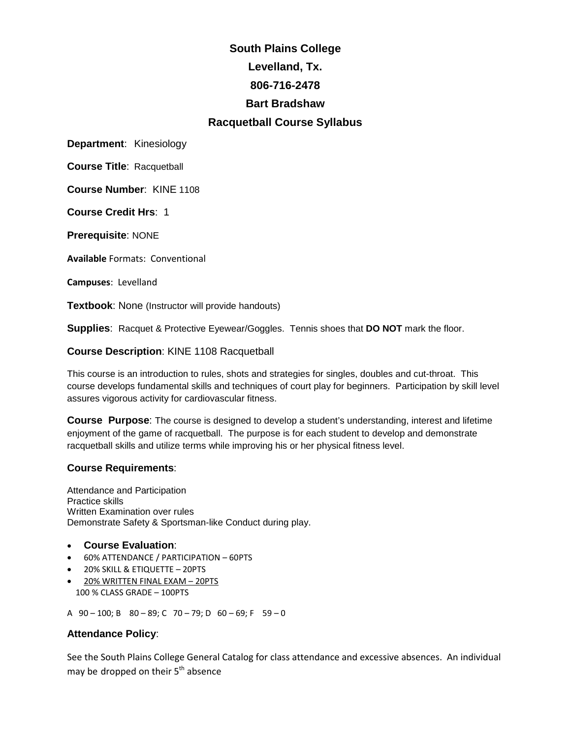# South Plains College

## Levelland, Tx.

## 806-716-2478

## Bart Bradshaw

## Racquetball Course Syllabus

**Department**: Kinesiology

**Course Title**: Racquetball

**Course Number**: KINE 1108

**Course Credit Hrs**: 1

**Prerequisite**: NONE

**Available** Formats: Conventional

**Campuses**: Levelland

**Textbook**: None (Instructor will provide handouts)

**Supplies**: Racquet & Protective Eyewear/Goggles. Tennis shoes that **DO NOT** mark the floor.

**Course Description**: KINE 1108 Racquetball

This course is an introduction to rules, shots and strategies for singles, doubles and cut-throat. This course develops fundamental skills and techniques of court play for beginners. Participation by skill level assures vigorous activity for cardiovascular fitness.

**Course Purpose**: The course is designed to develop a student's understanding, interest and lifetime enjoyment of the game of racquetball. The purpose is for each student to develop and demonstrate racquetball skills and utilize terms while improving his or her physical fitness level.

**Course Requirements**:

Attendance and Participation
Practice skills
Written Examination over rules
Demonstrate Safety & Sportsman-like Conduct during play.

- **Course Evaluation**:
- 60% ATTENDANCE / PARTICIPATION – 60PTS
- 20% SKILL & ETIQUETTE – 20PTS
- 20% WRITTEN FINAL EXAM – 20PTS

100 % CLASS GRADE – 100PTS

A 90 – 100; B 80 – 89; C 70 – 79; D 60 – 69; F 59 – 0

**Attendance Policy**:

See the South Plains College General Catalog for class attendance and excessive absences. An individual may be dropped on their 5th absence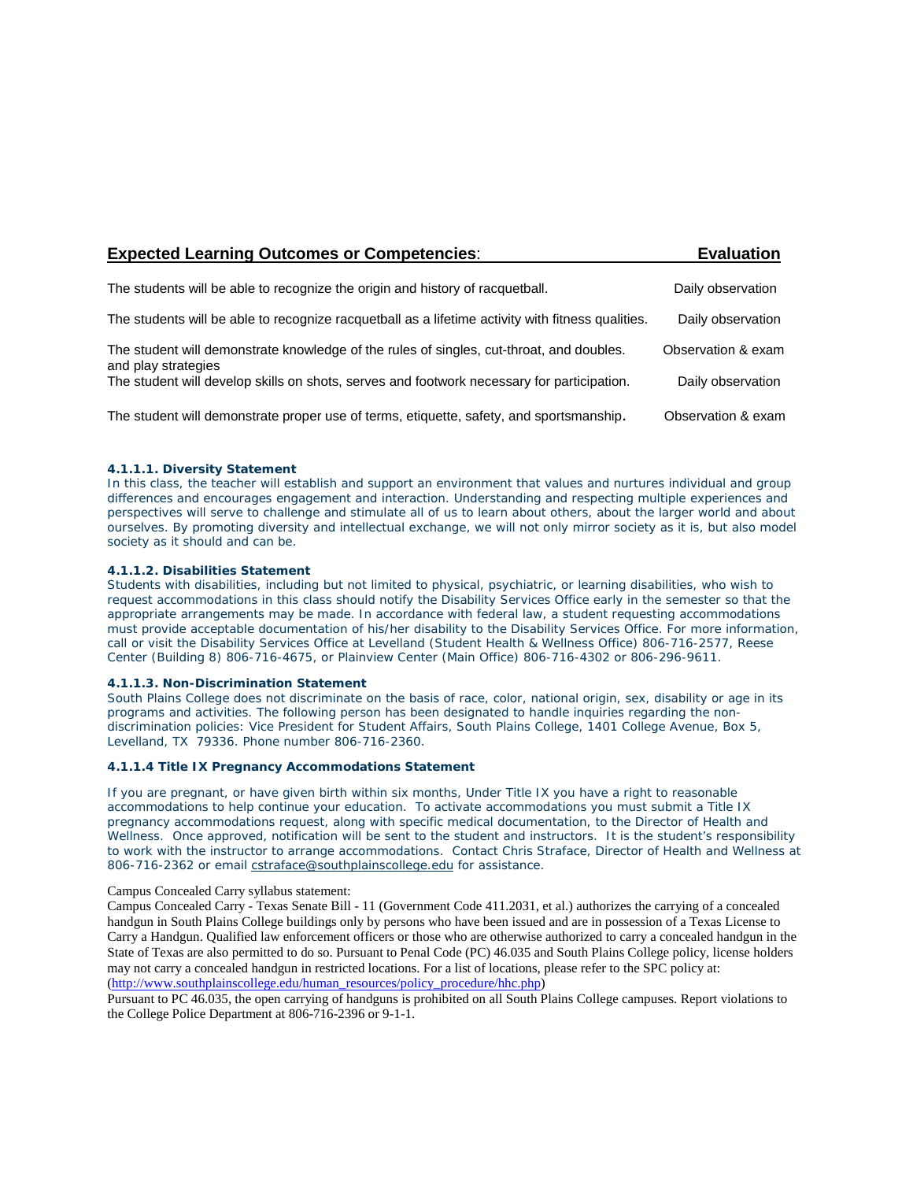| **Expected Learning Outcomes or Competencies**: | **Evaluation** |
|---|---|
| The students will be able to recognize the origin and history of racquetball. | Daily observation |
| The students will be able to recognize racquetball as a lifetime activity with fitness qualities. | Daily observation |
| The student will demonstrate knowledge of the rules of singles, cut-throat, and doubles. and play strategies | Observation & exam |
| The student will develop skills on shots, serves and footwork necessary for participation. | Daily observation |
| The student will demonstrate proper use of terms, etiquette, safety, and sportsmanship. | Observation & exam |

**4.1.1.1. Diversity Statement**

In this class, the teacher will establish and support an environment that values and nurtures individual and group differences and encourages engagement and interaction. Understanding and respecting multiple experiences and perspectives will serve to challenge and stimulate all of us to learn about others, about the larger world and about ourselves. By promoting diversity and intellectual exchange, we will not only mirror society as it is, but also model society as it should and can be.

**4.1.1.2. Disabilities Statement**

Students with disabilities, including but not limited to physical, psychiatric, or learning disabilities, who wish to request accommodations in this class should notify the Disability Services Office early in the semester so that the appropriate arrangements may be made. In accordance with federal law, a student requesting accommodations must provide acceptable documentation of his/her disability to the Disability Services Office. For more information, call or visit the Disability Services Office at Levelland (Student Health & Wellness Office) 806-716-2577, Reese Center (Building 8) 806-716-4675, or Plainview Center (Main Office) 806-716-4302 or 806-296-9611.

**4.1.1.3. Non-Discrimination Statement**

South Plains College does not discriminate on the basis of race, color, national origin, sex, disability or age in its programs and activities. The following person has been designated to handle inquiries regarding the non-discrimination policies: Vice President for Student Affairs, South Plains College, 1401 College Avenue, Box 5, Levelland, TX 79336. Phone number 806-716-2360.

**4.1.1.4 Title IX Pregnancy Accommodations Statement**

If you are pregnant, or have given birth within six months, Under Title IX you have a right to reasonable accommodations to help continue your education. To activate accommodations you must submit a Title IX pregnancy accommodations request, along with specific medical documentation, to the Director of Health and Wellness. Once approved, notification will be sent to the student and instructors. It is the student's responsibility to work with the instructor to arrange accommodations. Contact Chris Straface, Director of Health and Wellness at 806-716-2362 or email cstraface@southplainscollege.edu for assistance.

Campus Concealed Carry syllabus statement:

Campus Concealed Carry - Texas Senate Bill - 11 (Government Code 411.2031, et al.) authorizes the carrying of a concealed handgun in South Plains College buildings only by persons who have been issued and are in possession of a Texas License to Carry a Handgun. Qualified law enforcement officers or those who are otherwise authorized to carry a concealed handgun in the State of Texas are also permitted to do so. Pursuant to Penal Code (PC) 46.035 and South Plains College policy, license holders may not carry a concealed handgun in restricted locations. For a list of locations, please refer to the SPC policy at: (http://www.southplainscollege.edu/human_resources/policy_procedure/hhc.php)

Pursuant to PC 46.035, the open carrying of handguns is prohibited on all South Plains College campuses. Report violations to the College Police Department at 806-716-2396 or 9-1-1.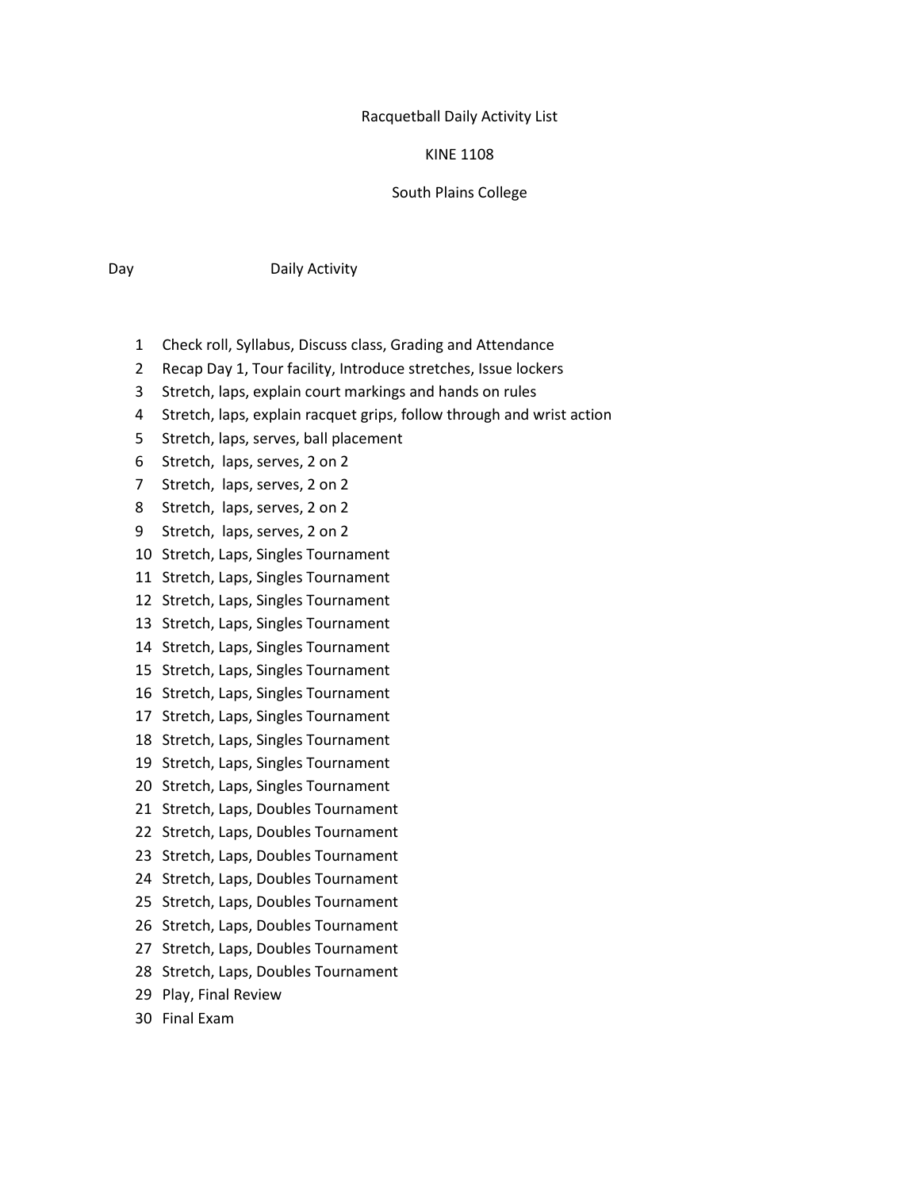# Racquetball Daily Activity List

## KINE 1108

## South Plains College

| Day | Daily Activity |
|---|---|
| 1 | Check roll, Syllabus, Discuss class, Grading and Attendance |
| 2 | Recap Day 1, Tour facility, Introduce stretches, Issue lockers |
| 3 | Stretch, laps, explain court markings and hands on rules |
| 4 | Stretch, laps, explain racquet grips, follow through and wrist action |
| 5 | Stretch, laps, serves, ball placement |
| 6 | Stretch, laps, serves, 2 on 2 |
| 7 | Stretch, laps, serves, 2 on 2 |
| 8 | Stretch, laps, serves, 2 on 2 |
| 9 | Stretch, laps, serves, 2 on 2 |
| 10 | Stretch, Laps, Singles Tournament |
| 11 | Stretch, Laps, Singles Tournament |
| 12 | Stretch, Laps, Singles Tournament |
| 13 | Stretch, Laps, Singles Tournament |
| 14 | Stretch, Laps, Singles Tournament |
| 15 | Stretch, Laps, Singles Tournament |
| 16 | Stretch, Laps, Singles Tournament |
| 17 | Stretch, Laps, Singles Tournament |
| 18 | Stretch, Laps, Singles Tournament |
| 19 | Stretch, Laps, Singles Tournament |
| 20 | Stretch, Laps, Singles Tournament |
| 21 | Stretch, Laps, Doubles Tournament |
| 22 | Stretch, Laps, Doubles Tournament |
| 23 | Stretch, Laps, Doubles Tournament |
| 24 | Stretch, Laps, Doubles Tournament |
| 25 | Stretch, Laps, Doubles Tournament |
| 26 | Stretch, Laps, Doubles Tournament |
| 27 | Stretch, Laps, Doubles Tournament |
| 28 | Stretch, Laps, Doubles Tournament |
| 29 | Play, Final Review |
| 30 | Final Exam |